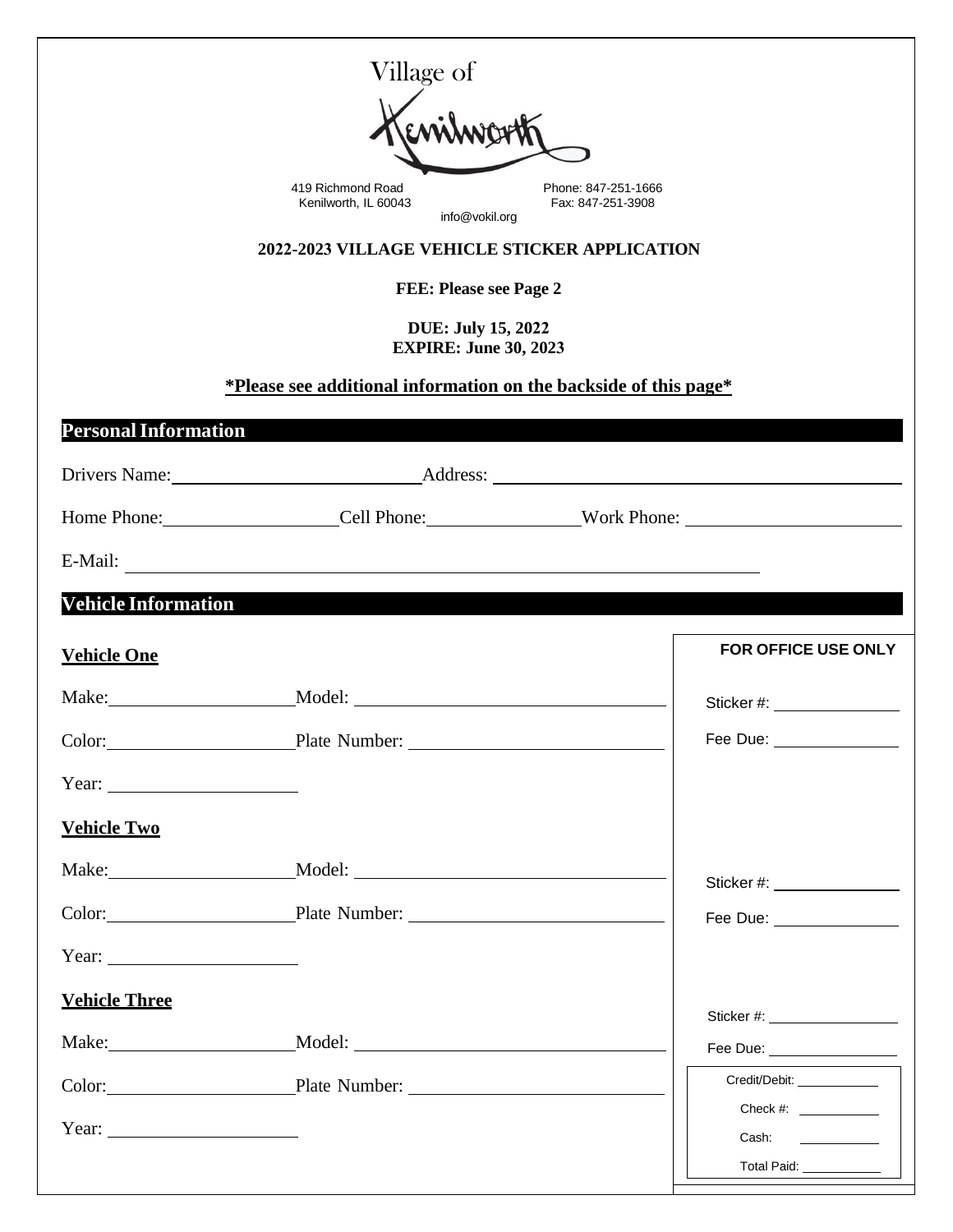Village of Kenilworth

419 Richmond Road
Kenilworth, IL 60043

Phone: 847-251-1666
Fax: 847-251-3908

info@vokil.org

**2022-2023 VILLAGE VEHICLE STICKER APPLICATION**

**FEE: Please see Page 2**

**DUE: July 15, 2022**
**EXPIRE: June 30, 2023**

***Please see additional information on the backside of this page***

## Personal Information

Drivers Name: ______________________ Address: ______________________________

Home Phone: ________________ Cell Phone: ______________ Work Phone: ____________________

E-Mail: ____________________________________________________________

## Vehicle Information

### Vehicle One

Make: __________________ Model: ______________________________

Color: __________________ Plate Number: ________________________

Year: __________________

### Vehicle Two

Make: __________________ Model: ______________________________

Color: __________________ Plate Number: ________________________

Year: __________________

### Vehicle Three

Make: __________________ Model: ______________________________

Color: __________________ Plate Number: ________________________

Year: __________________

**FOR OFFICE USE ONLY**

Sticker #: ______________

Fee Due: ______________

Sticker #: ______________

Fee Due: ______________

Sticker #: ______________

Fee Due: ______________

Credit/Debit: __________

Check #: __________

Cash: __________

Total Paid: __________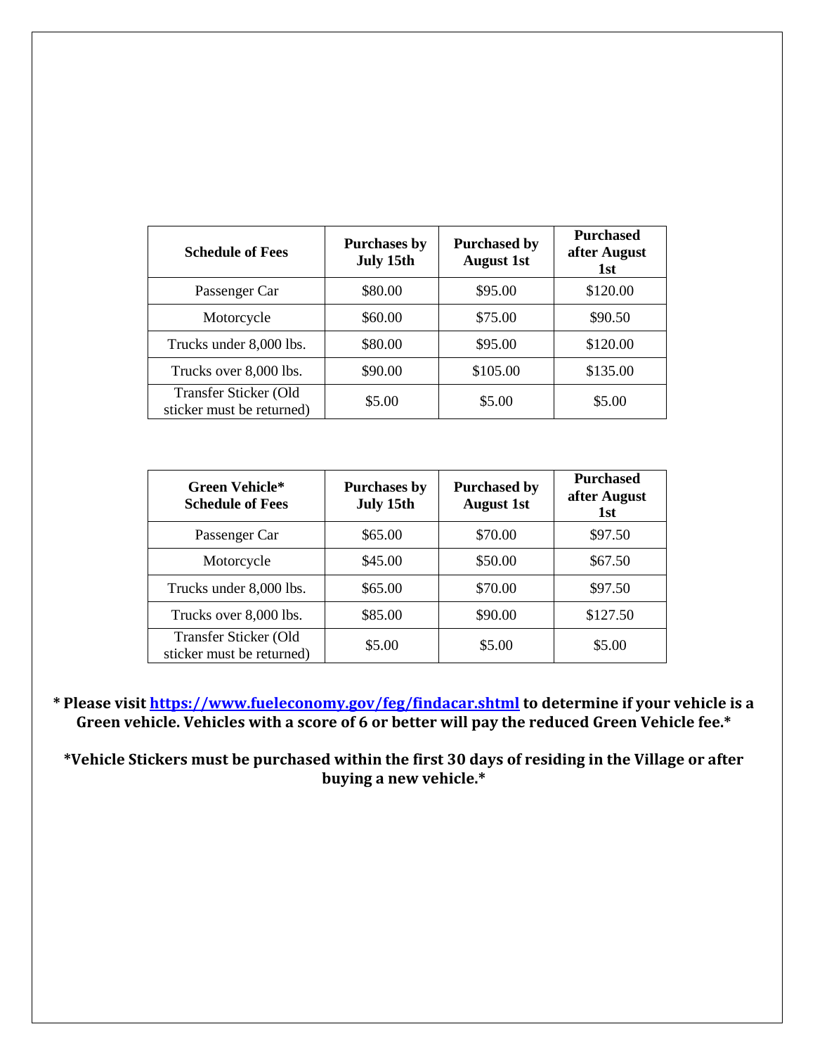| Schedule of Fees | Purchases by July 15th | Purchased by August 1st | Purchased after August 1st |
|---|---|---|---|
| Passenger Car | $80.00 | $95.00 | $120.00 |
| Motorcycle | $60.00 | $75.00 | $90.50 |
| Trucks under 8,000 lbs. | $80.00 | $95.00 | $120.00 |
| Trucks over 8,000 lbs. | $90.00 | $105.00 | $135.00 |
| Transfer Sticker (Old sticker must be returned) | $5.00 | $5.00 | $5.00 |

| Green Vehicle* Schedule of Fees | Purchases by July 15th | Purchased by August 1st | Purchased after August 1st |
|---|---|---|---|
| Passenger Car | $65.00 | $70.00 | $97.50 |
| Motorcycle | $45.00 | $50.00 | $67.50 |
| Trucks under 8,000 lbs. | $65.00 | $70.00 | $97.50 |
| Trucks over 8,000 lbs. | $85.00 | $90.00 | $127.50 |
| Transfer Sticker (Old sticker must be returned) | $5.00 | $5.00 | $5.00 |

**\* Please visit https://www.fueleconomy.gov/feg/findacar.shtml to determine if your vehicle is a Green vehicle. Vehicles with a score of 6 or better will pay the reduced Green Vehicle fee.\***

**\*Vehicle Stickers must be purchased within the first 30 days of residing in the Village or after buying a new vehicle.\***